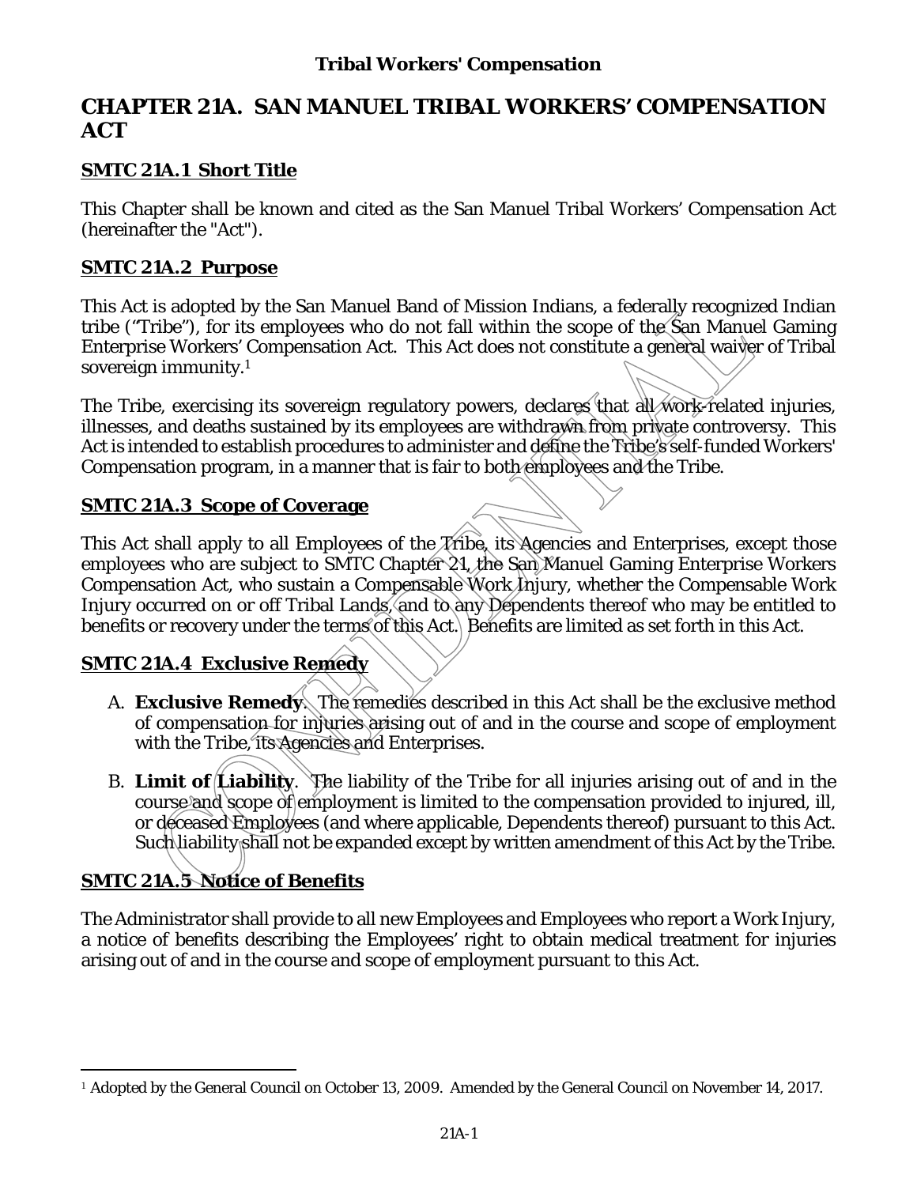# CHAPTER 21A. SAN MANUEL TRIBAL WORKERS' COMPENSATION ACT

## SMTC 21A.1 Short Title

This Chapter shall be known and cited as the San Manuel Tribal Workers' Compensation Act (hereinafter the "Act").

## SMTC 21A.2 Purpose

This Act is adopted by the San Manuel Band of Mission Indians, a federally recognized Indian tribe ("Tribe"), for its employees who do not fall within the scope of the San Manuel Gaming Enterprise Workers' Compensation Act. This Act does not constitute a general waiver of Tribal sovereign immunity.[1]

The Tribe, exercising its sovereign regulatory powers, declares that all work-related injuries, illnesses, and deaths sustained by its employees are withdrawn from private controversy. This Act is intended to establish procedures to administer and define the Tribe's self-funded Workers' Compensation program, in a manner that is fair to both employees and the Tribe.

## SMTC 21A.3 Scope of Coverage

This Act shall apply to all Employees of the Tribe, its Agencies and Enterprises, except those employees who are subject to SMTC Chapter 21, the San Manuel Gaming Enterprise Workers Compensation Act, who sustain a Compensable Work Injury, whether the Compensable Work Injury occurred on or off Tribal Lands, and to any Dependents thereof who may be entitled to benefits or recovery under the terms of this Act. Benefits are limited as set forth in this Act.

## SMTC 21A.4 Exclusive Remedy

A. **Exclusive Remedy**. The remedies described in this Act shall be the exclusive method of compensation for injuries arising out of and in the course and scope of employment with the Tribe, its Agencies and Enterprises.

B. **Limit of Liability**. The liability of the Tribe for all injuries arising out of and in the course and scope of employment is limited to the compensation provided to injured, ill, or deceased Employees (and where applicable, Dependents thereof) pursuant to this Act. Such liability shall not be expanded except by written amendment of this Act by the Tribe.

## SMTC 21A.5 Notice of Benefits

The Administrator shall provide to all new Employees and Employees who report a Work Injury, a notice of benefits describing the Employees' right to obtain medical treatment for injuries arising out of and in the course and scope of employment pursuant to this Act.

---

[1] Adopted by the General Council on October 13, 2009. Amended by the General Council on November 14, 2017.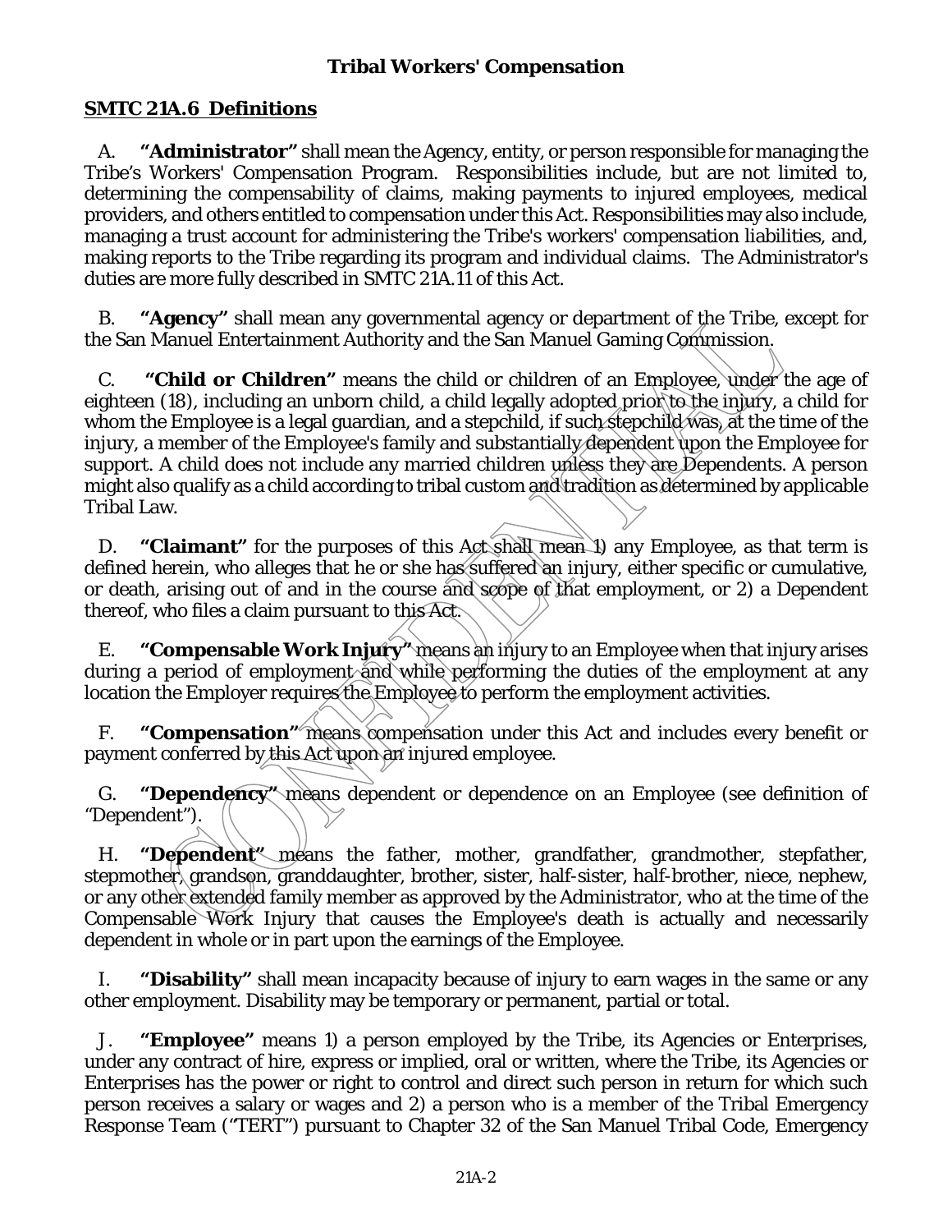# Tribal Workers' Compensation

## SMTC 21A.6 Definitions

A. **"Administrator"** shall mean the Agency, entity, or person responsible for managing the Tribe's Workers' Compensation Program. Responsibilities include, but are not limited to, determining the compensability of claims, making payments to injured employees, medical providers, and others entitled to compensation under this Act. Responsibilities may also include, managing a trust account for administering the Tribe's workers' compensation liabilities, and, making reports to the Tribe regarding its program and individual claims. The Administrator's duties are more fully described in SMTC 21A.11 of this Act.

B. **"Agency"** shall mean any governmental agency or department of the Tribe, except for the San Manuel Entertainment Authority and the San Manuel Gaming Commission.

C. **"Child or Children"** means the child or children of an Employee, under the age of eighteen (18), including an unborn child, a child legally adopted prior to the injury, a child for whom the Employee is a legal guardian, and a stepchild, if such stepchild was, at the time of the injury, a member of the Employee's family and substantially dependent upon the Employee for support. A child does not include any married children unless they are Dependents. A person might also qualify as a child according to tribal custom and tradition as determined by applicable Tribal Law.

D. **"Claimant"** for the purposes of this Act shall mean 1) any Employee, as that term is defined herein, who alleges that he or she has suffered an injury, either specific or cumulative, or death, arising out of and in the course and scope of that employment, or 2) a Dependent thereof, who files a claim pursuant to this Act.

E. **"Compensable Work Injury"** means an injury to an Employee when that injury arises during a period of employment and while performing the duties of the employment at any location the Employer requires the Employee to perform the employment activities.

F. **"Compensation"** means compensation under this Act and includes every benefit or payment conferred by this Act upon an injured employee.

G. **"Dependency"** means dependent or dependence on an Employee (see definition of "Dependent").

H. **"Dependent"** means the father, mother, grandfather, grandmother, stepfather, stepmother, grandson, granddaughter, brother, sister, half-sister, half-brother, niece, nephew, or any other extended family member as approved by the Administrator, who at the time of the Compensable Work Injury that causes the Employee's death is actually and necessarily dependent in whole or in part upon the earnings of the Employee.

I. **"Disability"** shall mean incapacity because of injury to earn wages in the same or any other employment. Disability may be temporary or permanent, partial or total.

J. **"Employee"** means 1) a person employed by the Tribe, its Agencies or Enterprises, under any contract of hire, express or implied, oral or written, where the Tribe, its Agencies or Enterprises has the power or right to control and direct such person in return for which such person receives a salary or wages and 2) a person who is a member of the Tribal Emergency Response Team ("TERT") pursuant to Chapter 32 of the San Manuel Tribal Code, Emergency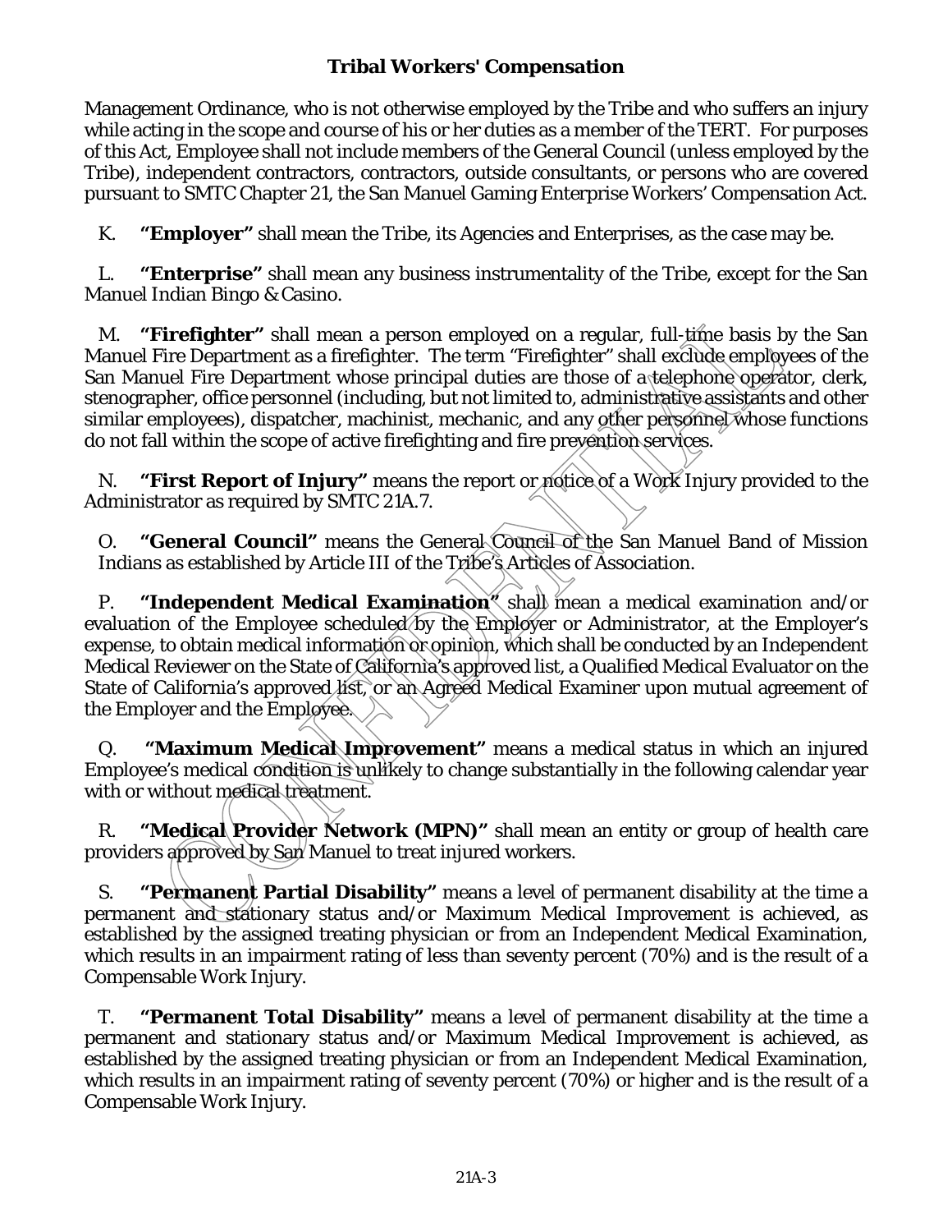Management Ordinance, who is not otherwise employed by the Tribe and who suffers an injury while acting in the scope and course of his or her duties as a member of the TERT. For purposes of this Act, Employee shall not include members of the General Council (unless employed by the Tribe), independent contractors, contractors, outside consultants, or persons who are covered pursuant to SMTC Chapter 21, the San Manuel Gaming Enterprise Workers' Compensation Act.

K. **"Employer"** shall mean the Tribe, its Agencies and Enterprises, as the case may be.

L. **"Enterprise"** shall mean any business instrumentality of the Tribe, except for the San Manuel Indian Bingo & Casino.

M. **"Firefighter"** shall mean a person employed on a regular, full-time basis by the San Manuel Fire Department as a firefighter. The term "Firefighter" shall exclude employees of the San Manuel Fire Department whose principal duties are those of a telephone operator, clerk, stenographer, office personnel (including, but not limited to, administrative assistants and other similar employees), dispatcher, machinist, mechanic, and any other personnel whose functions do not fall within the scope of active firefighting and fire prevention services.

N. **"First Report of Injury"** means the report or notice of a Work Injury provided to the Administrator as required by SMTC 21A.7.

O. **"General Council"** means the General Council of the San Manuel Band of Mission Indians as established by Article III of the Tribe's Articles of Association.

P. **"Independent Medical Examination"** shall mean a medical examination and/or evaluation of the Employee scheduled by the Employer or Administrator, at the Employer's expense, to obtain medical information or opinion, which shall be conducted by an Independent Medical Reviewer on the State of California's approved list, a Qualified Medical Evaluator on the State of California's approved list, or an Agreed Medical Examiner upon mutual agreement of the Employer and the Employee.

Q. **"Maximum Medical Improvement"** means a medical status in which an injured Employee's medical condition is unlikely to change substantially in the following calendar year with or without medical treatment.

R. **"Medical Provider Network (MPN)"** shall mean an entity or group of health care providers approved by San Manuel to treat injured workers.

S. **"Permanent Partial Disability"** means a level of permanent disability at the time a permanent and stationary status and/or Maximum Medical Improvement is achieved, as established by the assigned treating physician or from an Independent Medical Examination, which results in an impairment rating of less than seventy percent (70%) and is the result of a Compensable Work Injury.

T. **"Permanent Total Disability"** means a level of permanent disability at the time a permanent and stationary status and/or Maximum Medical Improvement is achieved, as established by the assigned treating physician or from an Independent Medical Examination, which results in an impairment rating of seventy percent (70%) or higher and is the result of a Compensable Work Injury.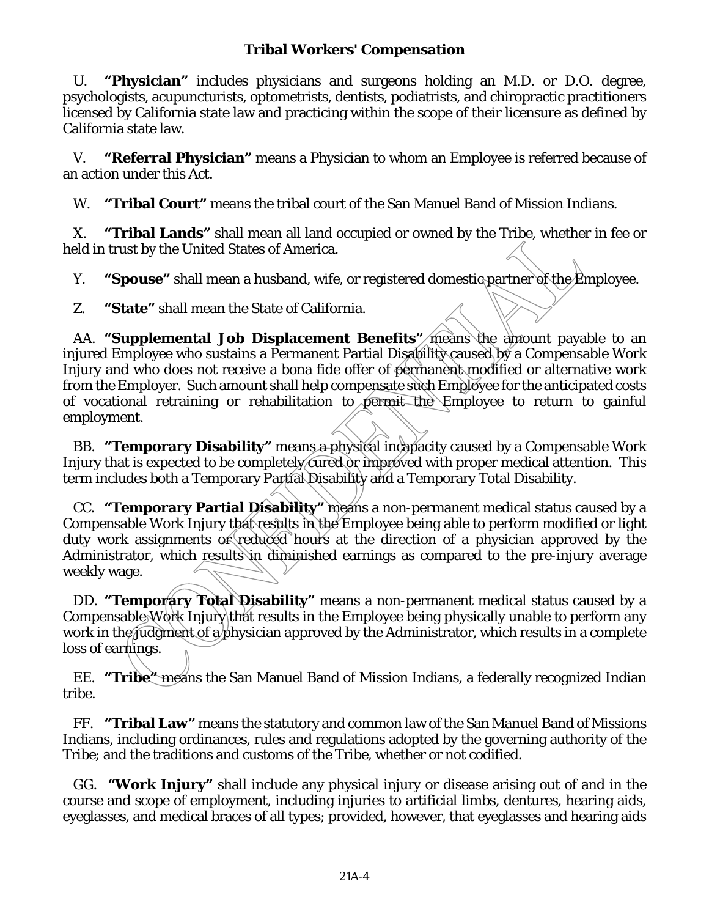**Tribal Workers' Compensation**

U. **"Physician"** includes physicians and surgeons holding an M.D. or D.O. degree, psychologists, acupuncturists, optometrists, dentists, podiatrists, and chiropractic practitioners licensed by California state law and practicing within the scope of their licensure as defined by California state law.

V. **"Referral Physician"** means a Physician to whom an Employee is referred because of an action under this Act.

W. **"Tribal Court"** means the tribal court of the San Manuel Band of Mission Indians.

X. **"Tribal Lands"** shall mean all land occupied or owned by the Tribe, whether in fee or held in trust by the United States of America.

Y. **"Spouse"** shall mean a husband, wife, or registered domestic partner of the Employee.

Z. **"State"** shall mean the State of California.

AA. **"Supplemental Job Displacement Benefits"** means the amount payable to an injured Employee who sustains a Permanent Partial Disability caused by a Compensable Work Injury and who does not receive a bona fide offer of permanent modified or alternative work from the Employer. Such amount shall help compensate such Employee for the anticipated costs of vocational retraining or rehabilitation to permit the Employee to return to gainful employment.

BB. **"Temporary Disability"** means a physical incapacity caused by a Compensable Work Injury that is expected to be completely cured or improved with proper medical attention. This term includes both a Temporary Partial Disability and a Temporary Total Disability.

CC. **"Temporary Partial Disability"** means a non-permanent medical status caused by a Compensable Work Injury that results in the Employee being able to perform modified or light duty work assignments or reduced hours at the direction of a physician approved by the Administrator, which results in diminished earnings as compared to the pre-injury average weekly wage.

DD. **"Temporary Total Disability"** means a non-permanent medical status caused by a Compensable Work Injury that results in the Employee being physically unable to perform any work in the judgment of a physician approved by the Administrator, which results in a complete loss of earnings.

EE. **"Tribe"** means the San Manuel Band of Mission Indians, a federally recognized Indian tribe.

FF. **"Tribal Law"** means the statutory and common law of the San Manuel Band of Missions Indians, including ordinances, rules and regulations adopted by the governing authority of the Tribe; and the traditions and customs of the Tribe, whether or not codified.

GG. **"Work Injury"** shall include any physical injury or disease arising out of and in the course and scope of employment, including injuries to artificial limbs, dentures, hearing aids, eyeglasses, and medical braces of all types; provided, however, that eyeglasses and hearing aids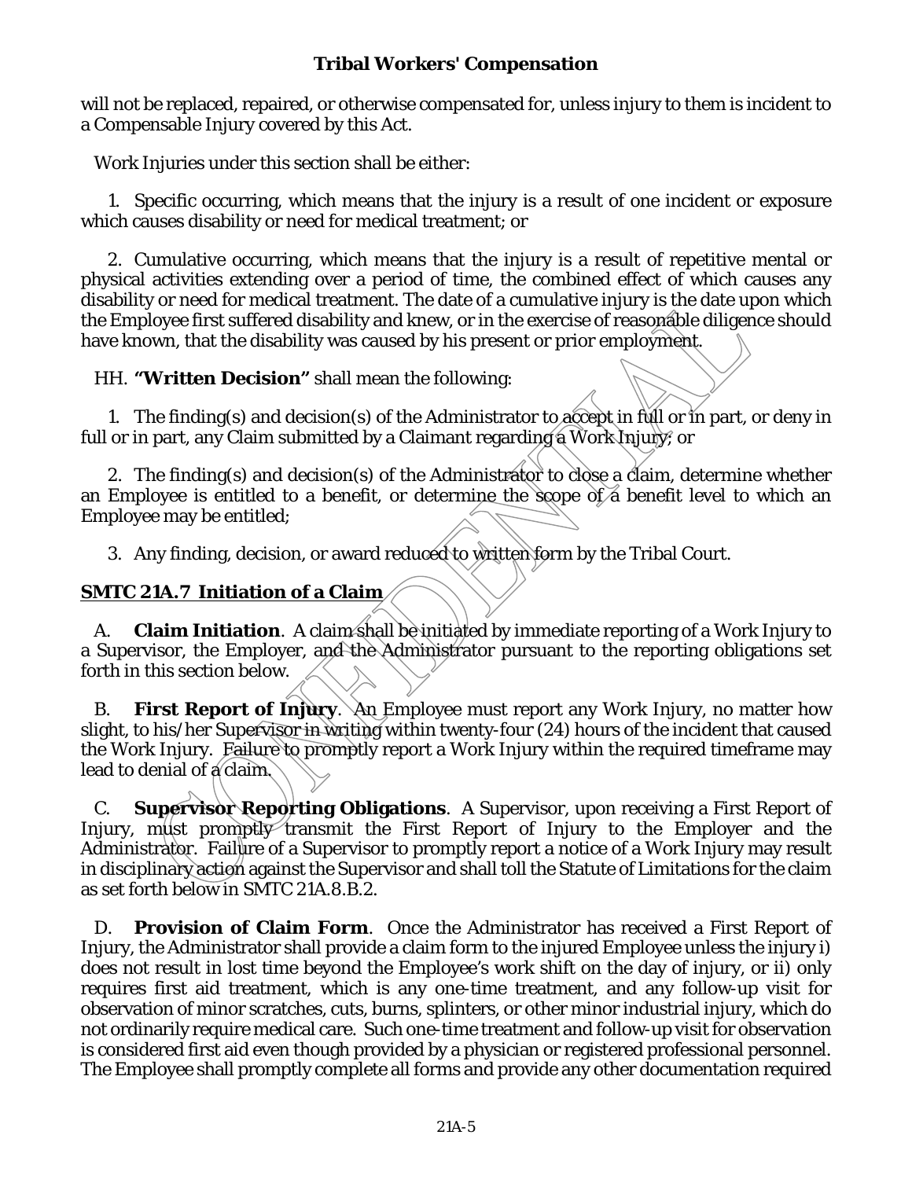will not be replaced, repaired, or otherwise compensated for, unless injury to them is incident to a Compensable Injury covered by this Act.

Work Injuries under this section shall be either:

1. Specific occurring, which means that the injury is a result of one incident or exposure which causes disability or need for medical treatment; or

2. Cumulative occurring, which means that the injury is a result of repetitive mental or physical activities extending over a period of time, the combined effect of which causes any disability or need for medical treatment. The date of a cumulative injury is the date upon which the Employee first suffered disability and knew, or in the exercise of reasonable diligence should have known, that the disability was caused by his present or prior employment.

HH. **"Written Decision"** shall mean the following:

1. The finding(s) and decision(s) of the Administrator to accept in full or in part, or deny in full or in part, any Claim submitted by a Claimant regarding a Work Injury; or

2. The finding(s) and decision(s) of the Administrator to close a claim, determine whether an Employee is entitled to a benefit, or determine the scope of a benefit level to which an Employee may be entitled;

3. Any finding, decision, or award reduced to written form by the Tribal Court.

## SMTC 21A.7 Initiation of a Claim

A. **Claim Initiation**. A claim shall be initiated by immediate reporting of a Work Injury to a Supervisor, the Employer, and the Administrator pursuant to the reporting obligations set forth in this section below.

B. **First Report of Injury**. An Employee must report any Work Injury, no matter how slight, to his/her Supervisor in writing within twenty-four (24) hours of the incident that caused the Work Injury. Failure to promptly report a Work Injury within the required timeframe may lead to denial of a claim.

C. **Supervisor Reporting Obligations**. A Supervisor, upon receiving a First Report of Injury, must promptly transmit the First Report of Injury to the Employer and the Administrator. Failure of a Supervisor to promptly report a notice of a Work Injury may result in disciplinary action against the Supervisor and shall toll the Statute of Limitations for the claim as set forth below in SMTC 21A.8.B.2.

D. **Provision of Claim Form**. Once the Administrator has received a First Report of Injury, the Administrator shall provide a claim form to the injured Employee unless the injury i) does not result in lost time beyond the Employee's work shift on the day of injury, or ii) only requires first aid treatment, which is any one-time treatment, and any follow-up visit for observation of minor scratches, cuts, burns, splinters, or other minor industrial injury, which do not ordinarily require medical care. Such one-time treatment and follow-up visit for observation is considered first aid even though provided by a physician or registered professional personnel. The Employee shall promptly complete all forms and provide any other documentation required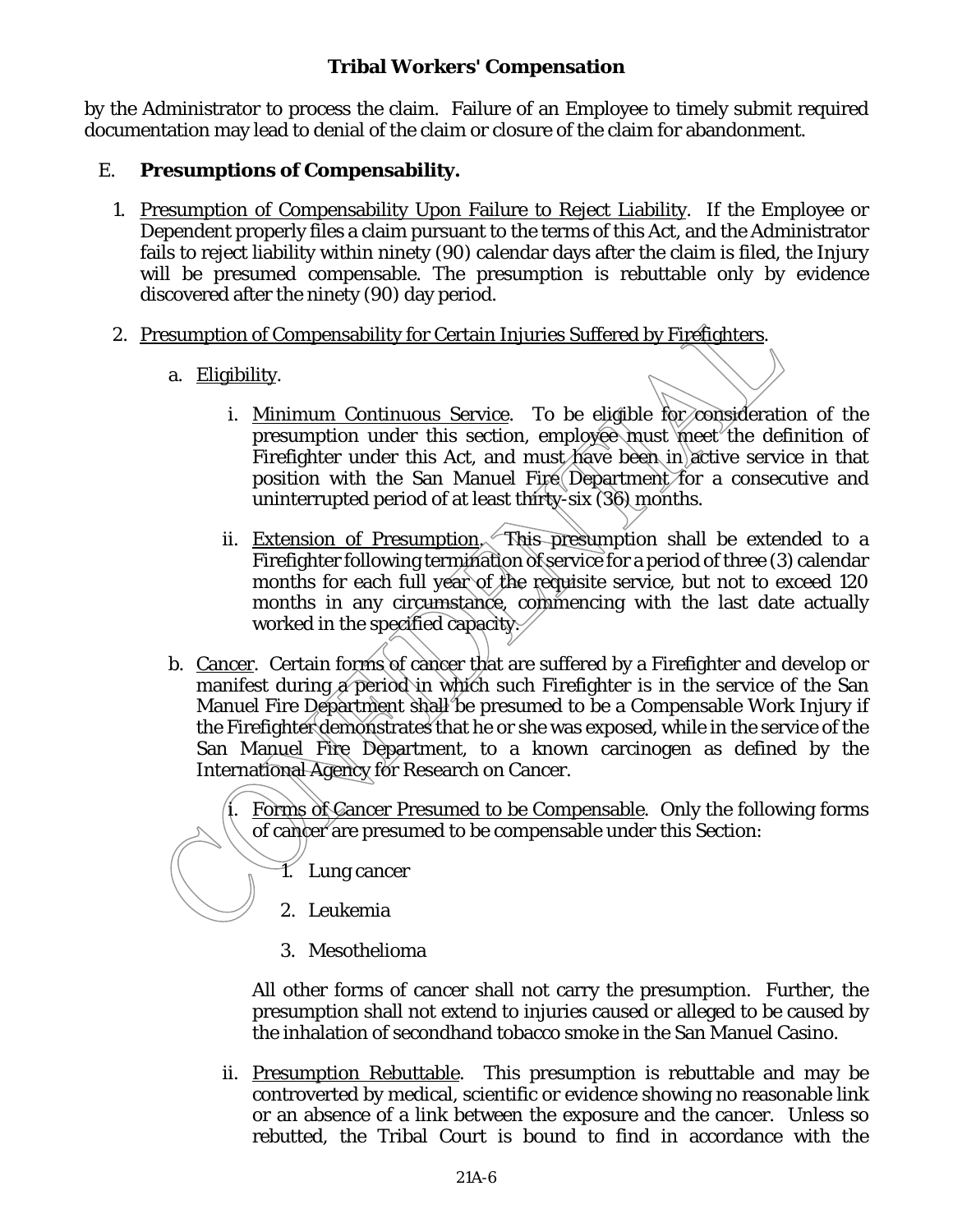by the Administrator to process the claim. Failure of an Employee to timely submit required documentation may lead to denial of the claim or closure of the claim for abandonment.

E. **Presumptions of Compensability.**

1. Presumption of Compensability Upon Failure to Reject Liability. If the Employee or Dependent properly files a claim pursuant to the terms of this Act, and the Administrator fails to reject liability within ninety (90) calendar days after the claim is filed, the Injury will be presumed compensable. The presumption is rebuttable only by evidence discovered after the ninety (90) day period.

2. Presumption of Compensability for Certain Injuries Suffered by Firefighters.

   a. Eligibility.

      i. Minimum Continuous Service. To be eligible for consideration of the presumption under this section, employee must meet the definition of Firefighter under this Act, and must have been in active service in that position with the San Manuel Fire Department for a consecutive and uninterrupted period of at least thirty-six (36) months.

      ii. Extension of Presumption. This presumption shall be extended to a Firefighter following termination of service for a period of three (3) calendar months for each full year of the requisite service, but not to exceed 120 months in any circumstance, commencing with the last date actually worked in the specified capacity.

   b. Cancer. Certain forms of cancer that are suffered by a Firefighter and develop or manifest during a period in which such Firefighter is in the service of the San Manuel Fire Department shall be presumed to be a Compensable Work Injury if the Firefighter demonstrates that he or she was exposed, while in the service of the San Manuel Fire Department, to a known carcinogen as defined by the International Agency for Research on Cancer.

      i. Forms of Cancer Presumed to be Compensable. Only the following forms of cancer are presumed to be compensable under this Section:

         1. Lung cancer
         2. Leukemia
         3. Mesothelioma

         All other forms of cancer shall not carry the presumption. Further, the presumption shall not extend to injuries caused or alleged to be caused by the inhalation of secondhand tobacco smoke in the San Manuel Casino.

      ii. Presumption Rebuttable. This presumption is rebuttable and may be controverted by medical, scientific or evidence showing no reasonable link or an absence of a link between the exposure and the cancer. Unless so rebutted, the Tribal Court is bound to find in accordance with the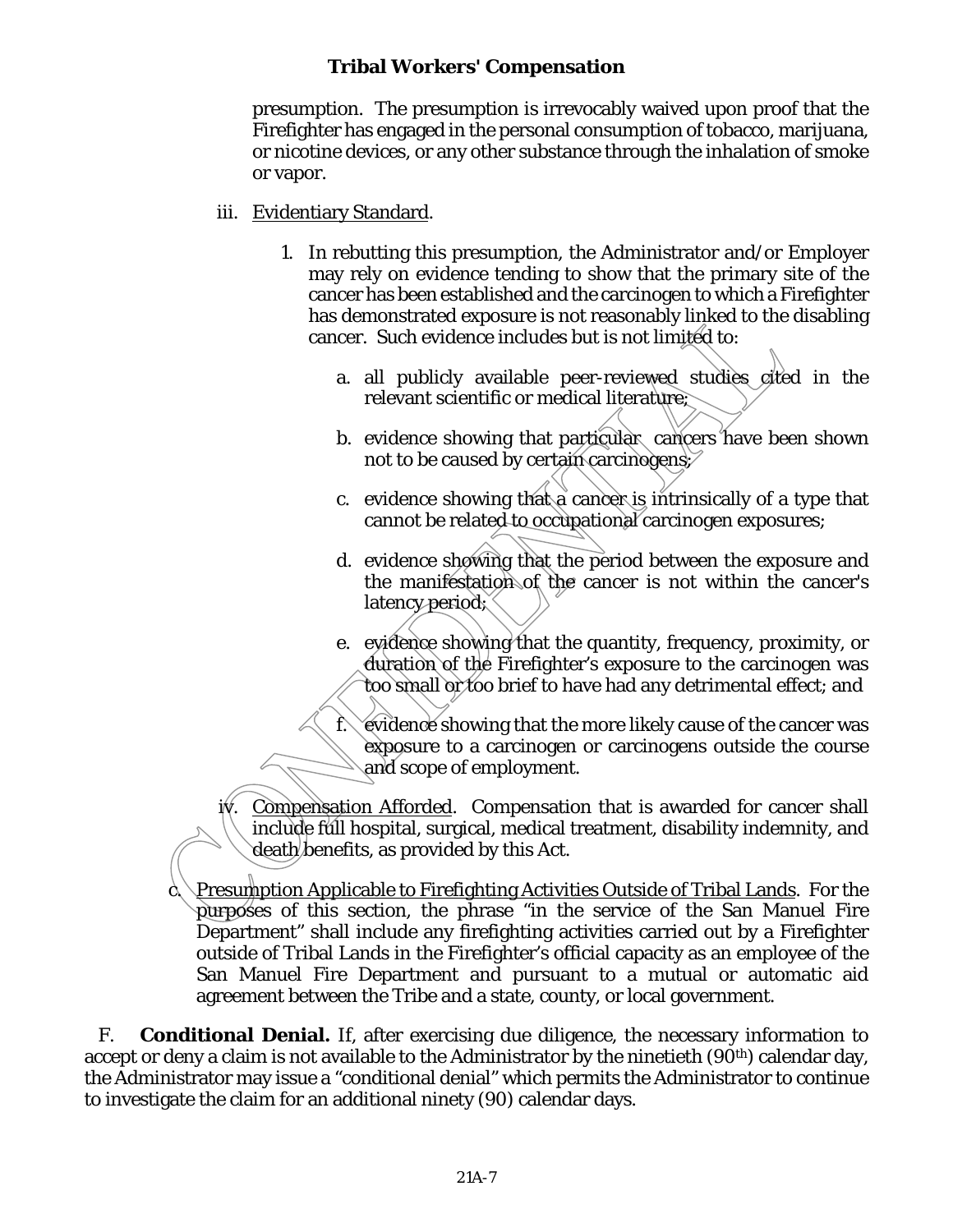presumption. The presumption is irrevocably waived upon proof that the Firefighter has engaged in the personal consumption of tobacco, marijuana, or nicotine devices, or any other substance through the inhalation of smoke or vapor.

iii. Evidentiary Standard.

1. In rebutting this presumption, the Administrator and/or Employer may rely on evidence tending to show that the primary site of the cancer has been established and the carcinogen to which a Firefighter has demonstrated exposure is not reasonably linked to the disabling cancer. Such evidence includes but is not limited to:

   a. all publicly available peer-reviewed studies cited in the relevant scientific or medical literature;

   b. evidence showing that particular cancers have been shown not to be caused by certain carcinogens;

   c. evidence showing that a cancer is intrinsically of a type that cannot be related to occupational carcinogen exposures;

   d. evidence showing that the period between the exposure and the manifestation of the cancer is not within the cancer's latency period;

   e. evidence showing that the quantity, frequency, proximity, or duration of the Firefighter's exposure to the carcinogen was too small or too brief to have had any detrimental effect; and

   f. evidence showing that the more likely cause of the cancer was exposure to a carcinogen or carcinogens outside the course and scope of employment.

iv. Compensation Afforded. Compensation that is awarded for cancer shall include full hospital, surgical, medical treatment, disability indemnity, and death benefits, as provided by this Act.

c. Presumption Applicable to Firefighting Activities Outside of Tribal Lands. For the purposes of this section, the phrase "in the service of the San Manuel Fire Department" shall include any firefighting activities carried out by a Firefighter outside of Tribal Lands in the Firefighter's official capacity as an employee of the San Manuel Fire Department and pursuant to a mutual or automatic aid agreement between the Tribe and a state, county, or local government.

F. **Conditional Denial.** If, after exercising due diligence, the necessary information to accept or deny a claim is not available to the Administrator by the ninetieth (90th) calendar day, the Administrator may issue a "conditional denial" which permits the Administrator to continue to investigate the claim for an additional ninety (90) calendar days.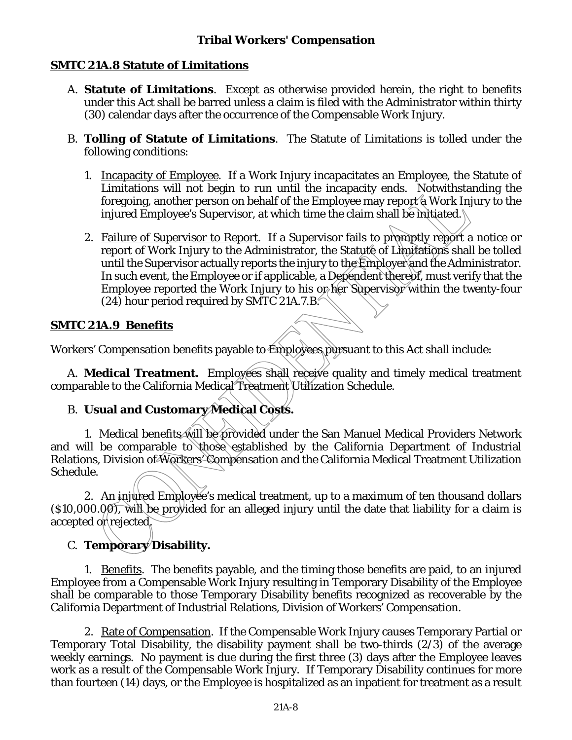## SMTC 21A.8 Statute of Limitations

A. **Statute of Limitations**. Except as otherwise provided herein, the right to benefits under this Act shall be barred unless a claim is filed with the Administrator within thirty (30) calendar days after the occurrence of the Compensable Work Injury.

B. **Tolling of Statute of Limitations**. The Statute of Limitations is tolled under the following conditions:

1. Incapacity of Employee. If a Work Injury incapacitates an Employee, the Statute of Limitations will not begin to run until the incapacity ends. Notwithstanding the foregoing, another person on behalf of the Employee may report a Work Injury to the injured Employee's Supervisor, at which time the claim shall be initiated.

2. Failure of Supervisor to Report. If a Supervisor fails to promptly report a notice or report of Work Injury to the Administrator, the Statute of Limitations shall be tolled until the Supervisor actually reports the injury to the Employer and the Administrator. In such event, the Employee or if applicable, a Dependent thereof, must verify that the Employee reported the Work Injury to his or her Supervisor within the twenty-four (24) hour period required by SMTC 21A.7.B.

## SMTC 21A.9 Benefits

Workers' Compensation benefits payable to Employees pursuant to this Act shall include:

A. **Medical Treatment.** Employees shall receive quality and timely medical treatment comparable to the California Medical Treatment Utilization Schedule.

B. **Usual and Customary Medical Costs.**

1. Medical benefits will be provided under the San Manuel Medical Providers Network and will be comparable to those established by the California Department of Industrial Relations, Division of Workers' Compensation and the California Medical Treatment Utilization Schedule.

2. An injured Employee's medical treatment, up to a maximum of ten thousand dollars ($10,000.00), will be provided for an alleged injury until the date that liability for a claim is accepted or rejected.

C. **Temporary Disability.**

1. Benefits. The benefits payable, and the timing those benefits are paid, to an injured Employee from a Compensable Work Injury resulting in Temporary Disability of the Employee shall be comparable to those Temporary Disability benefits recognized as recoverable by the California Department of Industrial Relations, Division of Workers' Compensation.

2. Rate of Compensation. If the Compensable Work Injury causes Temporary Partial or Temporary Total Disability, the disability payment shall be two-thirds (2/3) of the average weekly earnings. No payment is due during the first three (3) days after the Employee leaves work as a result of the Compensable Work Injury. If Temporary Disability continues for more than fourteen (14) days, or the Employee is hospitalized as an inpatient for treatment as a result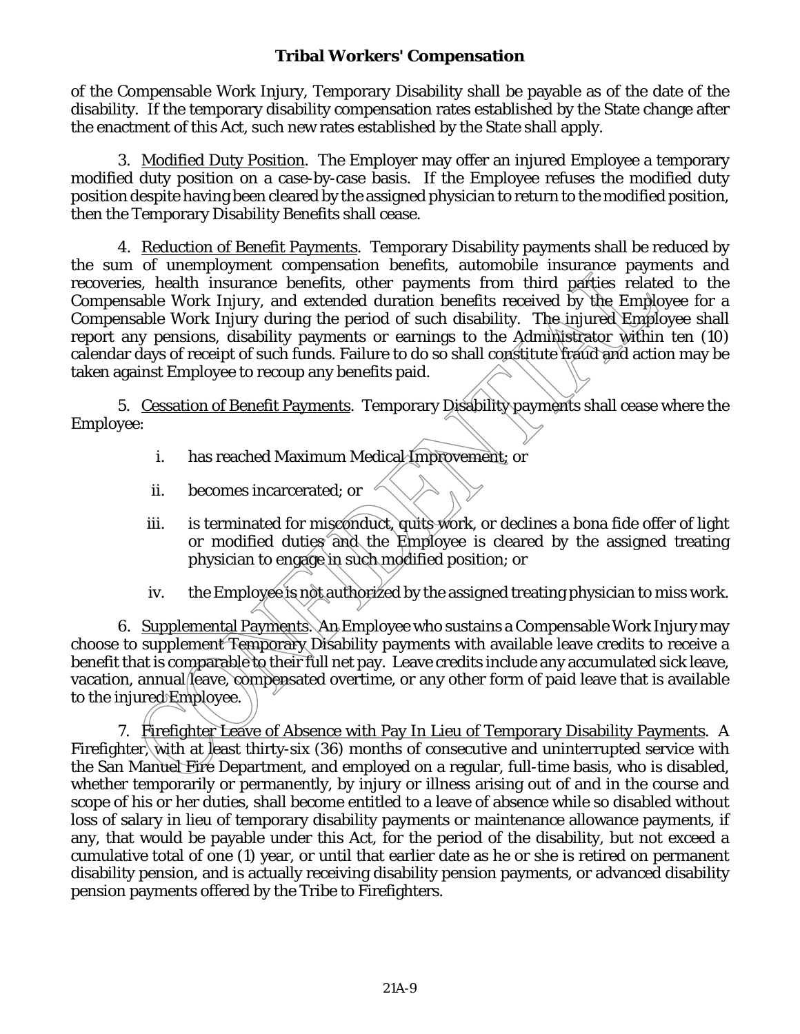of the Compensable Work Injury, Temporary Disability shall be payable as of the date of the disability. If the temporary disability compensation rates established by the State change after the enactment of this Act, such new rates established by the State shall apply.

3. Modified Duty Position. The Employer may offer an injured Employee a temporary modified duty position on a case-by-case basis. If the Employee refuses the modified duty position despite having been cleared by the assigned physician to return to the modified position, then the Temporary Disability Benefits shall cease.

4. Reduction of Benefit Payments. Temporary Disability payments shall be reduced by the sum of unemployment compensation benefits, automobile insurance payments and recoveries, health insurance benefits, other payments from third parties related to the Compensable Work Injury, and extended duration benefits received by the Employee for a Compensable Work Injury during the period of such disability. The injured Employee shall report any pensions, disability payments or earnings to the Administrator within ten (10) calendar days of receipt of such funds. Failure to do so shall constitute fraud and action may be taken against Employee to recoup any benefits paid.

5. Cessation of Benefit Payments. Temporary Disability payments shall cease where the Employee:

i. has reached Maximum Medical Improvement; or

ii. becomes incarcerated; or

iii. is terminated for misconduct, quits work, or declines a bona fide offer of light or modified duties and the Employee is cleared by the assigned treating physician to engage in such modified position; or

iv. the Employee is not authorized by the assigned treating physician to miss work.

6. Supplemental Payments. An Employee who sustains a Compensable Work Injury may choose to supplement Temporary Disability payments with available leave credits to receive a benefit that is comparable to their full net pay. Leave credits include any accumulated sick leave, vacation, annual leave, compensated overtime, or any other form of paid leave that is available to the injured Employee.

7. Firefighter Leave of Absence with Pay In Lieu of Temporary Disability Payments. A Firefighter, with at least thirty-six (36) months of consecutive and uninterrupted service with the San Manuel Fire Department, and employed on a regular, full-time basis, who is disabled, whether temporarily or permanently, by injury or illness arising out of and in the course and scope of his or her duties, shall become entitled to a leave of absence while so disabled without loss of salary in lieu of temporary disability payments or maintenance allowance payments, if any, that would be payable under this Act, for the period of the disability, but not exceed a cumulative total of one (1) year, or until that earlier date as he or she is retired on permanent disability pension, and is actually receiving disability pension payments, or advanced disability pension payments offered by the Tribe to Firefighters.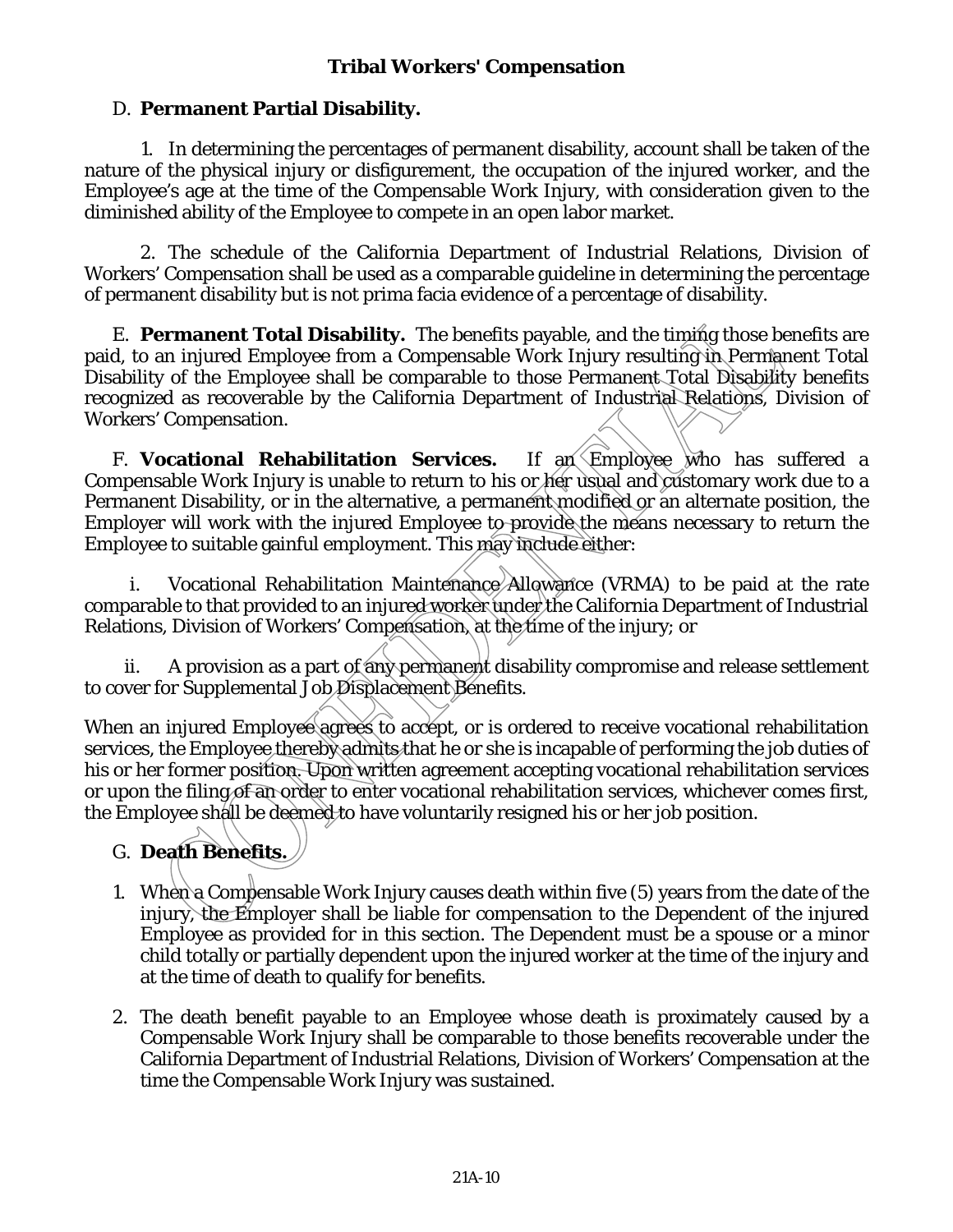**Tribal Workers' Compensation**

D. **Permanent Partial Disability.**

1. In determining the percentages of permanent disability, account shall be taken of the nature of the physical injury or disfigurement, the occupation of the injured worker, and the Employee's age at the time of the Compensable Work Injury, with consideration given to the diminished ability of the Employee to compete in an open labor market.

2. The schedule of the California Department of Industrial Relations, Division of Workers' Compensation shall be used as a comparable guideline in determining the percentage of permanent disability but is not prima facia evidence of a percentage of disability.

E. **Permanent Total Disability.** The benefits payable, and the timing those benefits are paid, to an injured Employee from a Compensable Work Injury resulting in Permanent Total Disability of the Employee shall be comparable to those Permanent Total Disability benefits recognized as recoverable by the California Department of Industrial Relations, Division of Workers' Compensation.

F. **Vocational Rehabilitation Services.** If an Employee who has suffered a Compensable Work Injury is unable to return to his or her usual and customary work due to a Permanent Disability, or in the alternative, a permanent modified or an alternate position, the Employer will work with the injured Employee to provide the means necessary to return the Employee to suitable gainful employment. This may include either:

i. Vocational Rehabilitation Maintenance Allowance (VRMA) to be paid at the rate comparable to that provided to an injured worker under the California Department of Industrial Relations, Division of Workers' Compensation, at the time of the injury; or

ii. A provision as a part of any permanent disability compromise and release settlement to cover for Supplemental Job Displacement Benefits.

When an injured Employee agrees to accept, or is ordered to receive vocational rehabilitation services, the Employee thereby admits that he or she is incapable of performing the job duties of his or her former position. Upon written agreement accepting vocational rehabilitation services or upon the filing of an order to enter vocational rehabilitation services, whichever comes first, the Employee shall be deemed to have voluntarily resigned his or her job position.

G. **Death Benefits.**

1. When a Compensable Work Injury causes death within five (5) years from the date of the injury, the Employer shall be liable for compensation to the Dependent of the injured Employee as provided for in this section. The Dependent must be a spouse or a minor child totally or partially dependent upon the injured worker at the time of the injury and at the time of death to qualify for benefits.

2. The death benefit payable to an Employee whose death is proximately caused by a Compensable Work Injury shall be comparable to those benefits recoverable under the California Department of Industrial Relations, Division of Workers' Compensation at the time the Compensable Work Injury was sustained.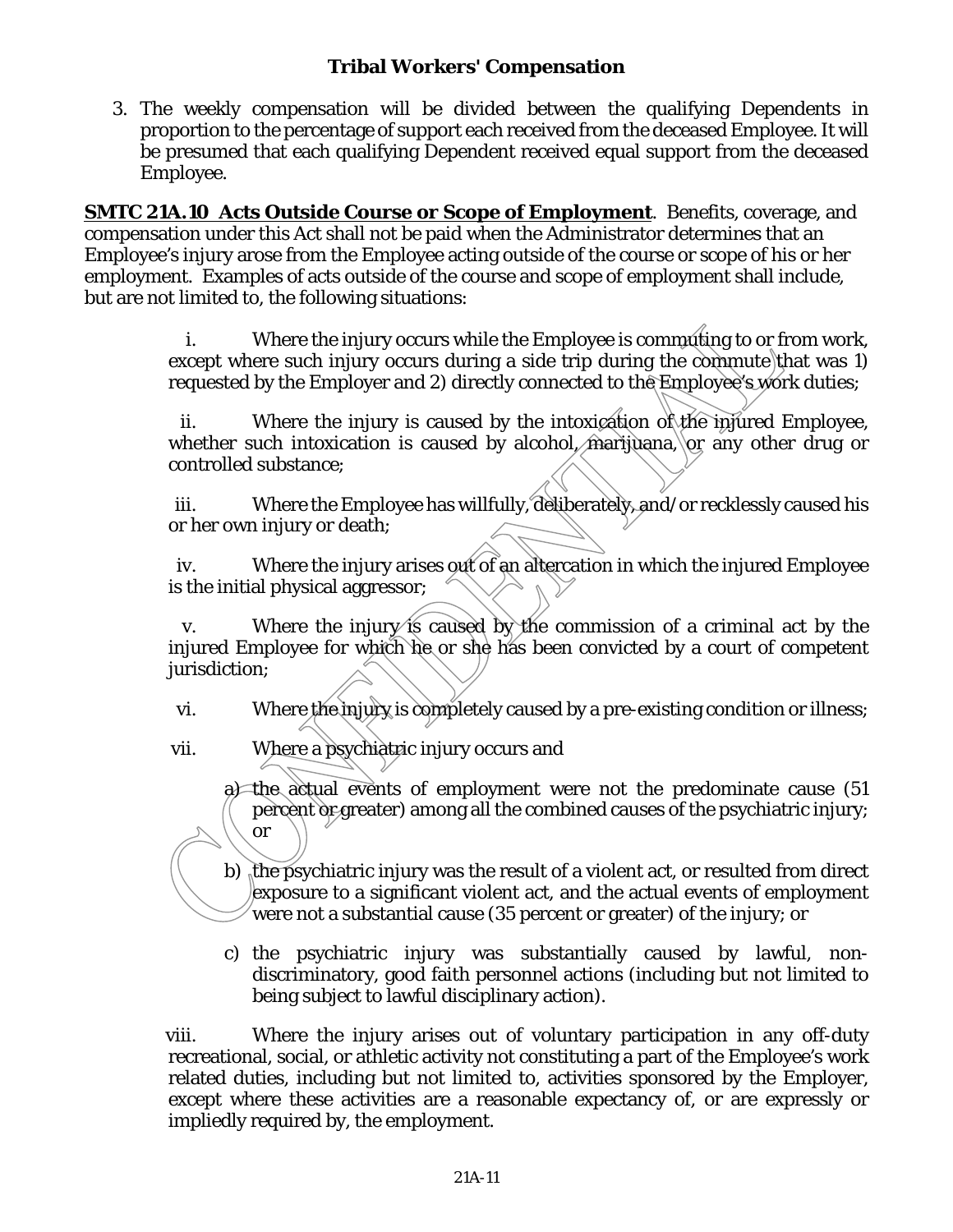3. The weekly compensation will be divided between the qualifying Dependents in proportion to the percentage of support each received from the deceased Employee. It will be presumed that each qualifying Dependent received equal support from the deceased Employee.

**SMTC 21A.10 Acts Outside Course or Scope of Employment**. Benefits, coverage, and compensation under this Act shall not be paid when the Administrator determines that an Employee's injury arose from the Employee acting outside of the course or scope of his or her employment. Examples of acts outside of the course and scope of employment shall include, but are not limited to, the following situations:

i. Where the injury occurs while the Employee is commuting to or from work, except where such injury occurs during a side trip during the commute that was 1) requested by the Employer and 2) directly connected to the Employee's work duties;

ii. Where the injury is caused by the intoxication of the injured Employee, whether such intoxication is caused by alcohol, marijuana, or any other drug or controlled substance;

iii. Where the Employee has willfully, deliberately, and/or recklessly caused his or her own injury or death;

iv. Where the injury arises out of an altercation in which the injured Employee is the initial physical aggressor;

v. Where the injury is caused by the commission of a criminal act by the injured Employee for which he or she has been convicted by a court of competent jurisdiction;

vi. Where the injury is completely caused by a pre-existing condition or illness;

vii. Where a psychiatric injury occurs and

a) the actual events of employment were not the predominate cause (51 percent or greater) among all the combined causes of the psychiatric injury; or

b) the psychiatric injury was the result of a violent act, or resulted from direct exposure to a significant violent act, and the actual events of employment were not a substantial cause (35 percent or greater) of the injury; or

c) the psychiatric injury was substantially caused by lawful, non-discriminatory, good faith personnel actions (including but not limited to being subject to lawful disciplinary action).

viii. Where the injury arises out of voluntary participation in any off-duty recreational, social, or athletic activity not constituting a part of the Employee's work related duties, including but not limited to, activities sponsored by the Employer, except where these activities are a reasonable expectancy of, or are expressly or impliedly required by, the employment.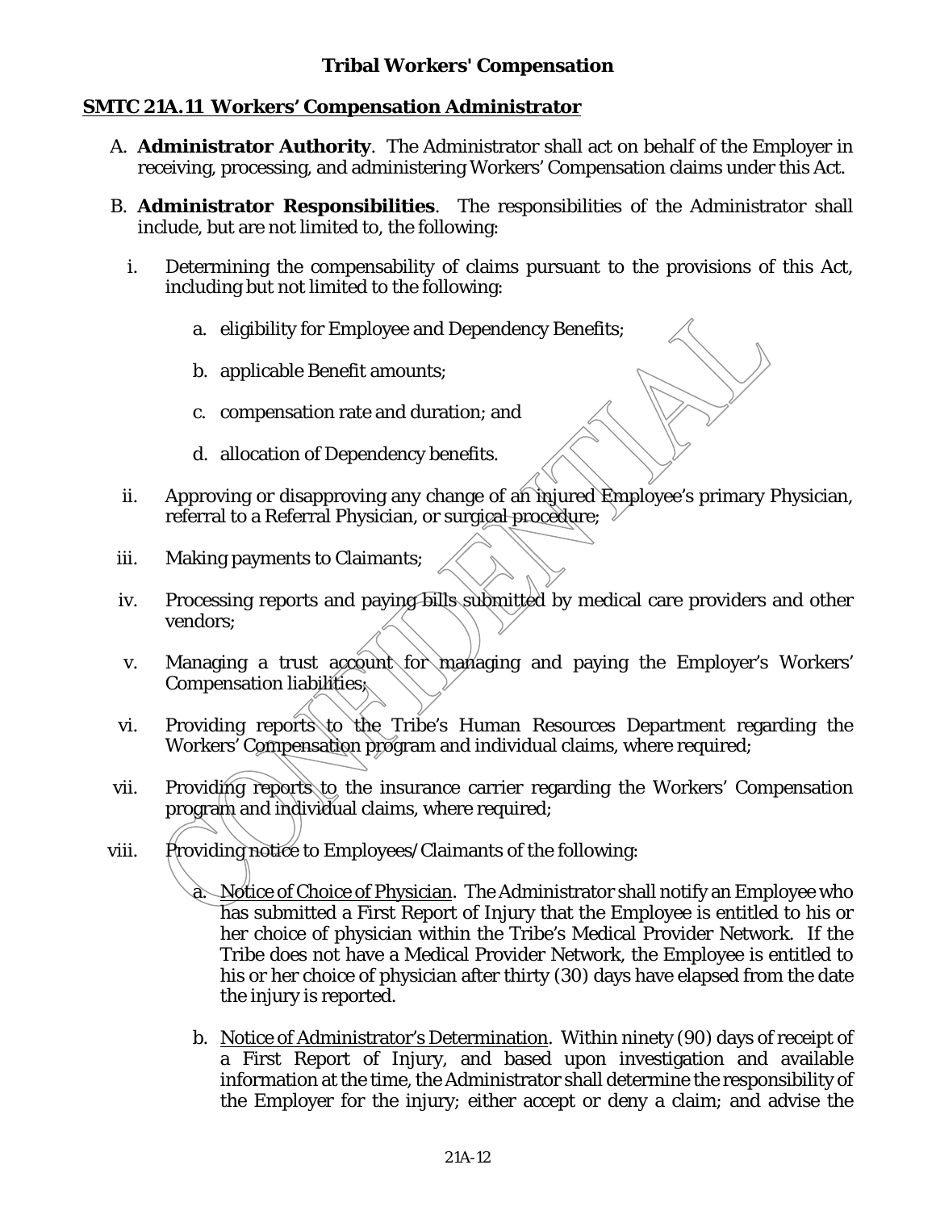**Tribal Workers' Compensation**

## SMTC 21A.11 Workers' Compensation Administrator

A. **Administrator Authority**. The Administrator shall act on behalf of the Employer in receiving, processing, and administering Workers' Compensation claims under this Act.

B. **Administrator Responsibilities**. The responsibilities of the Administrator shall include, but are not limited to, the following:

  i. Determining the compensability of claims pursuant to the provisions of this Act, including but not limited to the following:

    a. eligibility for Employee and Dependency Benefits;

    b. applicable Benefit amounts;

    c. compensation rate and duration; and

    d. allocation of Dependency benefits.

  ii. Approving or disapproving any change of an injured Employee's primary Physician, referral to a Referral Physician, or surgical procedure;

  iii. Making payments to Claimants;

  iv. Processing reports and paying bills submitted by medical care providers and other vendors;

  v. Managing a trust account for managing and paying the Employer's Workers' Compensation liabilities;

  vi. Providing reports to the Tribe's Human Resources Department regarding the Workers' Compensation program and individual claims, where required;

  vii. Providing reports to the insurance carrier regarding the Workers' Compensation program and individual claims, where required;

  viii. Providing notice to Employees/Claimants of the following:

    a. <u>Notice of Choice of Physician</u>. The Administrator shall notify an Employee who has submitted a First Report of Injury that the Employee is entitled to his or her choice of physician within the Tribe's Medical Provider Network. If the Tribe does not have a Medical Provider Network, the Employee is entitled to his or her choice of physician after thirty (30) days have elapsed from the date the injury is reported.

    b. <u>Notice of Administrator's Determination</u>. Within ninety (90) days of receipt of a First Report of Injury, and based upon investigation and available information at the time, the Administrator shall determine the responsibility of the Employer for the injury; either accept or deny a claim; and advise the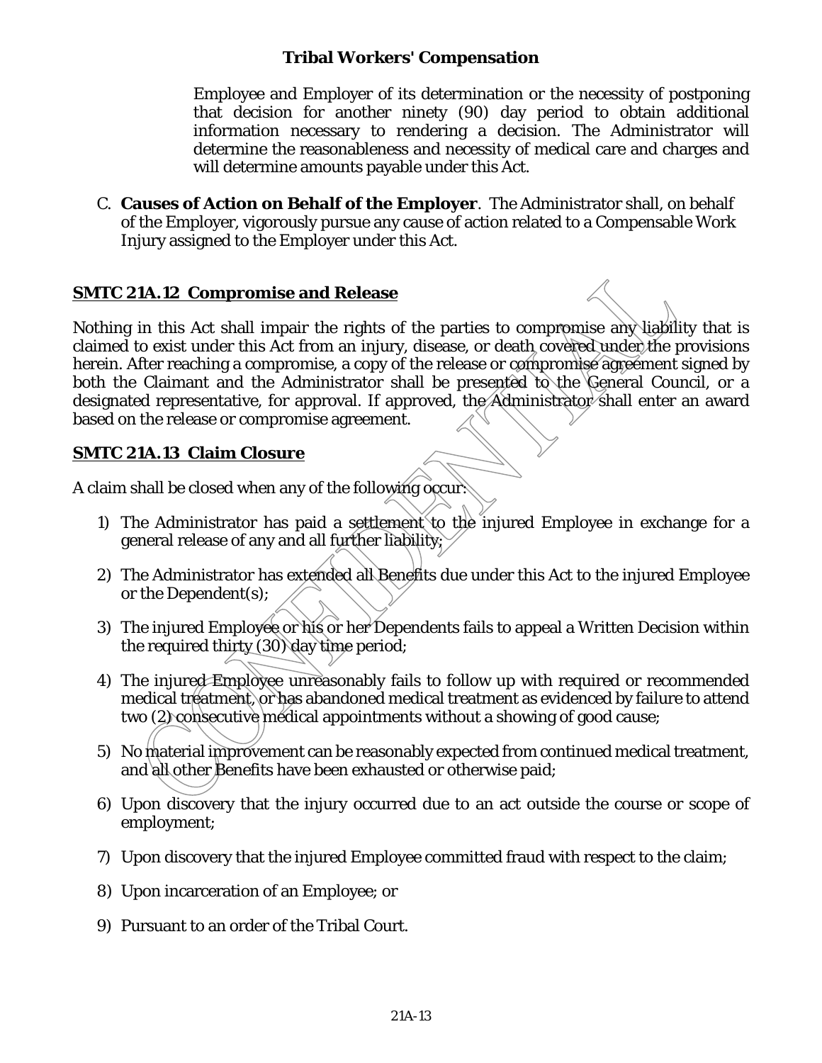Employee and Employer of its determination or the necessity of postponing that decision for another ninety (90) day period to obtain additional information necessary to rendering a decision. The Administrator will determine the reasonableness and necessity of medical care and charges and will determine amounts payable under this Act.

C. **Causes of Action on Behalf of the Employer**. The Administrator shall, on behalf of the Employer, vigorously pursue any cause of action related to a Compensable Work Injury assigned to the Employer under this Act.

## SMTC 21A.12 Compromise and Release

Nothing in this Act shall impair the rights of the parties to compromise any liability that is claimed to exist under this Act from an injury, disease, or death covered under the provisions herein. After reaching a compromise, a copy of the release or compromise agreement signed by both the Claimant and the Administrator shall be presented to the General Council, or a designated representative, for approval. If approved, the Administrator shall enter an award based on the release or compromise agreement.

## SMTC 21A.13 Claim Closure

A claim shall be closed when any of the following occur:

1) The Administrator has paid a settlement to the injured Employee in exchange for a general release of any and all further liability;

2) The Administrator has extended all Benefits due under this Act to the injured Employee or the Dependent(s);

3) The injured Employee or his or her Dependents fails to appeal a Written Decision within the required thirty (30) day time period;

4) The injured Employee unreasonably fails to follow up with required or recommended medical treatment, or has abandoned medical treatment as evidenced by failure to attend two (2) consecutive medical appointments without a showing of good cause;

5) No material improvement can be reasonably expected from continued medical treatment, and all other Benefits have been exhausted or otherwise paid;

6) Upon discovery that the injury occurred due to an act outside the course or scope of employment;

7) Upon discovery that the injured Employee committed fraud with respect to the claim;

8) Upon incarceration of an Employee; or

9) Pursuant to an order of the Tribal Court.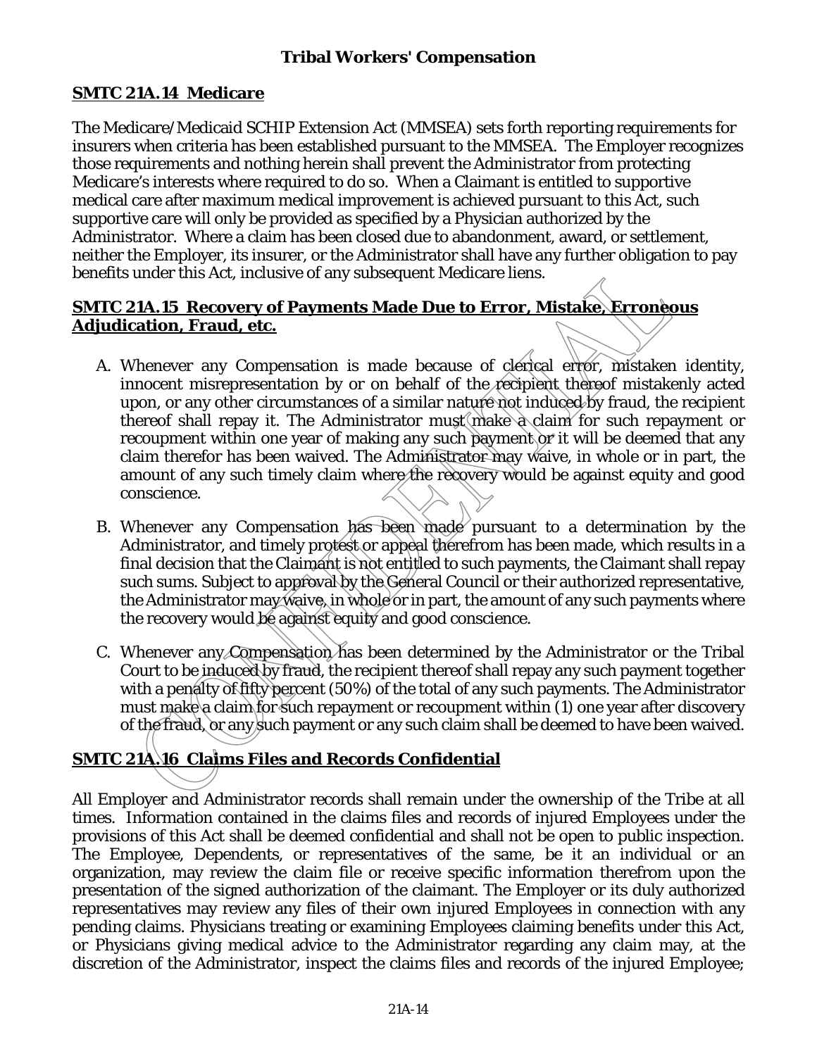## SMTC 21A.14 Medicare

The Medicare/Medicaid SCHIP Extension Act (MMSEA) sets forth reporting requirements for insurers when criteria has been established pursuant to the MMSEA. The Employer recognizes those requirements and nothing herein shall prevent the Administrator from protecting Medicare's interests where required to do so. When a Claimant is entitled to supportive medical care after maximum medical improvement is achieved pursuant to this Act, such supportive care will only be provided as specified by a Physician authorized by the Administrator. Where a claim has been closed due to abandonment, award, or settlement, neither the Employer, its insurer, or the Administrator shall have any further obligation to pay benefits under this Act, inclusive of any subsequent Medicare liens.

## SMTC 21A.15 Recovery of Payments Made Due to Error, Mistake, Erroneous Adjudication, Fraud, etc.

A. Whenever any Compensation is made because of clerical error, mistaken identity, innocent misrepresentation by or on behalf of the recipient thereof mistakenly acted upon, or any other circumstances of a similar nature not induced by fraud, the recipient thereof shall repay it. The Administrator must make a claim for such repayment or recoupment within one year of making any such payment or it will be deemed that any claim therefor has been waived. The Administrator may waive, in whole or in part, the amount of any such timely claim where the recovery would be against equity and good conscience.

B. Whenever any Compensation has been made pursuant to a determination by the Administrator, and timely protest or appeal therefrom has been made, which results in a final decision that the Claimant is not entitled to such payments, the Claimant shall repay such sums. Subject to approval by the General Council or their authorized representative, the Administrator may waive, in whole or in part, the amount of any such payments where the recovery would be against equity and good conscience.

C. Whenever any Compensation has been determined by the Administrator or the Tribal Court to be induced by fraud, the recipient thereof shall repay any such payment together with a penalty of fifty percent (50%) of the total of any such payments. The Administrator must make a claim for such repayment or recoupment within (1) one year after discovery of the fraud, or any such payment or any such claim shall be deemed to have been waived.

## SMTC 21A.16 Claims Files and Records Confidential

All Employer and Administrator records shall remain under the ownership of the Tribe at all times. Information contained in the claims files and records of injured Employees under the provisions of this Act shall be deemed confidential and shall not be open to public inspection. The Employee, Dependents, or representatives of the same, be it an individual or an organization, may review the claim file or receive specific information therefrom upon the presentation of the signed authorization of the claimant. The Employer or its duly authorized representatives may review any files of their own injured Employees in connection with any pending claims. Physicians treating or examining Employees claiming benefits under this Act, or Physicians giving medical advice to the Administrator regarding any claim may, at the discretion of the Administrator, inspect the claims files and records of the injured Employee;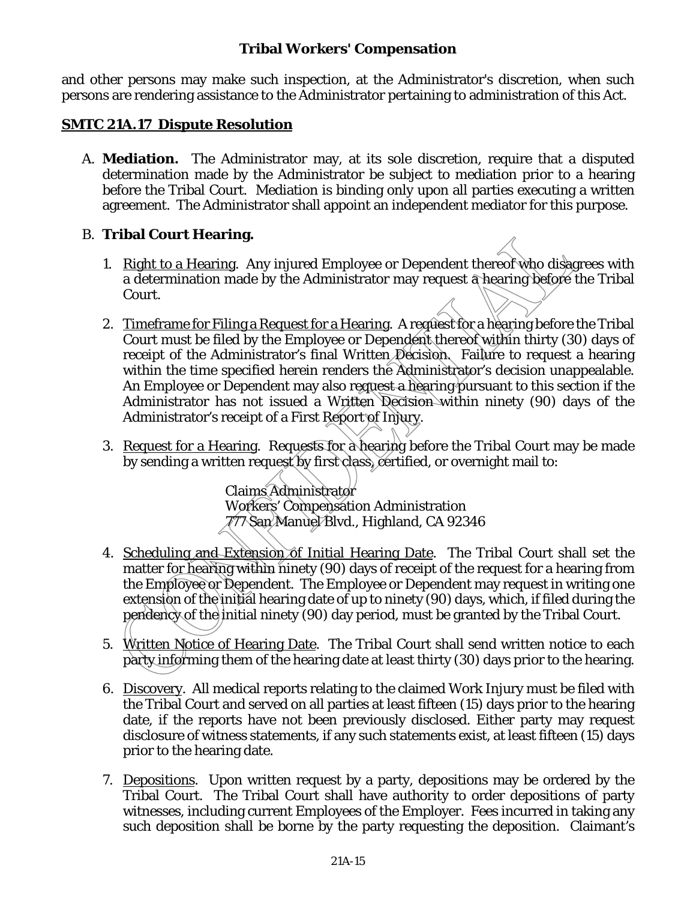and other persons may make such inspection, at the Administrator's discretion, when such persons are rendering assistance to the Administrator pertaining to administration of this Act.

## SMTC 21A.17 Dispute Resolution

A. **Mediation.** The Administrator may, at its sole discretion, require that a disputed determination made by the Administrator be subject to mediation prior to a hearing before the Tribal Court. Mediation is binding only upon all parties executing a written agreement. The Administrator shall appoint an independent mediator for this purpose.

B. **Tribal Court Hearing.**

1. Right to a Hearing. Any injured Employee or Dependent thereof who disagrees with a determination made by the Administrator may request a hearing before the Tribal Court.

2. Timeframe for Filing a Request for a Hearing. A request for a hearing before the Tribal Court must be filed by the Employee or Dependent thereof within thirty (30) days of receipt of the Administrator's final Written Decision. Failure to request a hearing within the time specified herein renders the Administrator's decision unappealable. An Employee or Dependent may also request a hearing pursuant to this section if the Administrator has not issued a Written Decision within ninety (90) days of the Administrator's receipt of a First Report of Injury.

3. Request for a Hearing. Requests for a hearing before the Tribal Court may be made by sending a written request by first class, certified, or overnight mail to:

   Claims Administrator
   Workers' Compensation Administration
   777 San Manuel Blvd., Highland, CA 92346

4. Scheduling and Extension of Initial Hearing Date. The Tribal Court shall set the matter for hearing within ninety (90) days of receipt of the request for a hearing from the Employee or Dependent. The Employee or Dependent may request in writing one extension of the initial hearing date of up to ninety (90) days, which, if filed during the pendency of the initial ninety (90) day period, must be granted by the Tribal Court.

5. Written Notice of Hearing Date. The Tribal Court shall send written notice to each party informing them of the hearing date at least thirty (30) days prior to the hearing.

6. Discovery. All medical reports relating to the claimed Work Injury must be filed with the Tribal Court and served on all parties at least fifteen (15) days prior to the hearing date, if the reports have not been previously disclosed. Either party may request disclosure of witness statements, if any such statements exist, at least fifteen (15) days prior to the hearing date.

7. Depositions. Upon written request by a party, depositions may be ordered by the Tribal Court. The Tribal Court shall have authority to order depositions of party witnesses, including current Employees of the Employer. Fees incurred in taking any such deposition shall be borne by the party requesting the deposition. Claimant's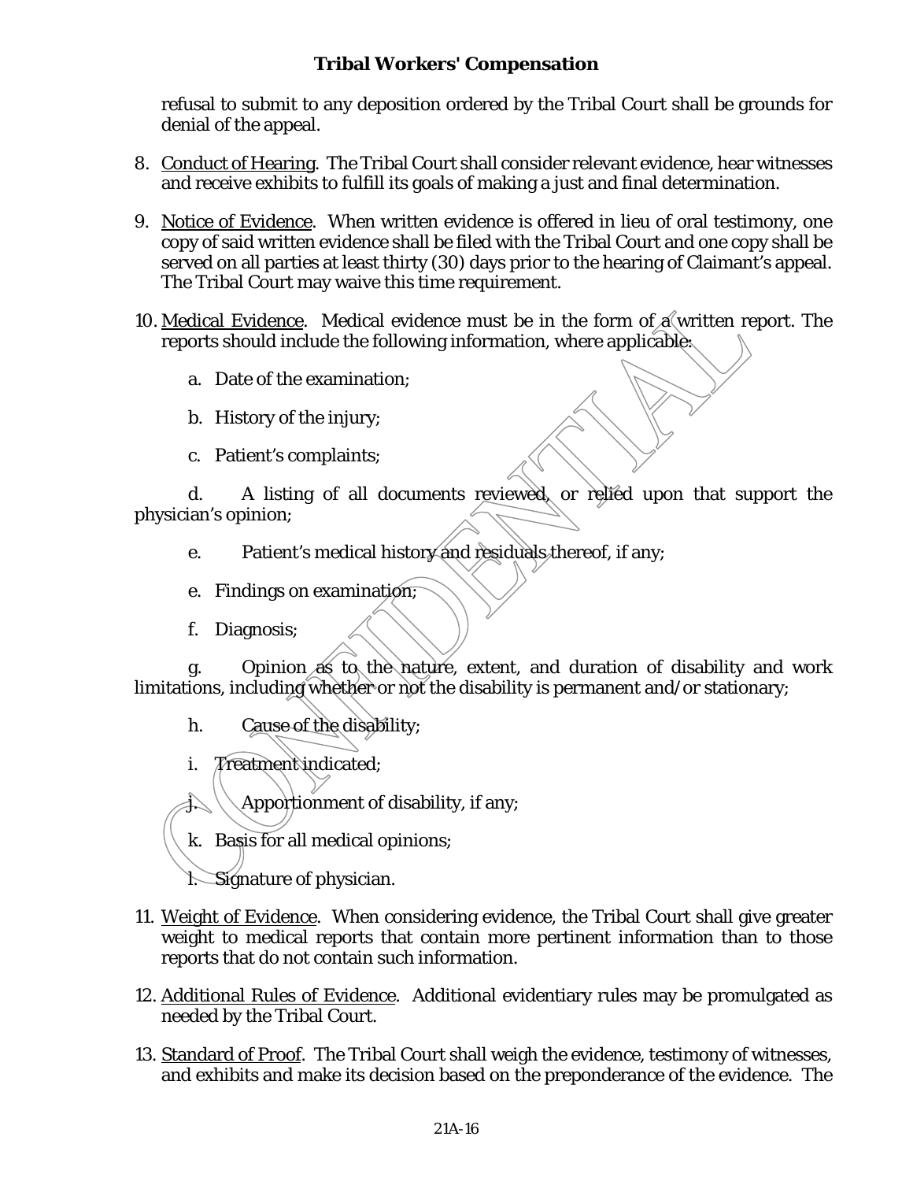refusal to submit to any deposition ordered by the Tribal Court shall be grounds for denial of the appeal.

8. Conduct of Hearing. The Tribal Court shall consider relevant evidence, hear witnesses and receive exhibits to fulfill its goals of making a just and final determination.

9. Notice of Evidence. When written evidence is offered in lieu of oral testimony, one copy of said written evidence shall be filed with the Tribal Court and one copy shall be served on all parties at least thirty (30) days prior to the hearing of Claimant's appeal. The Tribal Court may waive this time requirement.

10. Medical Evidence. Medical evidence must be in the form of a written report. The reports should include the following information, where applicable:

    a. Date of the examination;

    b. History of the injury;

    c. Patient's complaints;

    d. A listing of all documents reviewed, or relied upon that support the physician's opinion;

    e. Patient's medical history and residuals thereof, if any;

    e. Findings on examination;

    f. Diagnosis;

    g. Opinion as to the nature, extent, and duration of disability and work limitations, including whether or not the disability is permanent and/or stationary;

    h. Cause of the disability;

    i. Treatment indicated;

    j. Apportionment of disability, if any;

    k. Basis for all medical opinions;

    l. Signature of physician.

11. Weight of Evidence. When considering evidence, the Tribal Court shall give greater weight to medical reports that contain more pertinent information than to those reports that do not contain such information.

12. Additional Rules of Evidence. Additional evidentiary rules may be promulgated as needed by the Tribal Court.

13. Standard of Proof. The Tribal Court shall weigh the evidence, testimony of witnesses, and exhibits and make its decision based on the preponderance of the evidence. The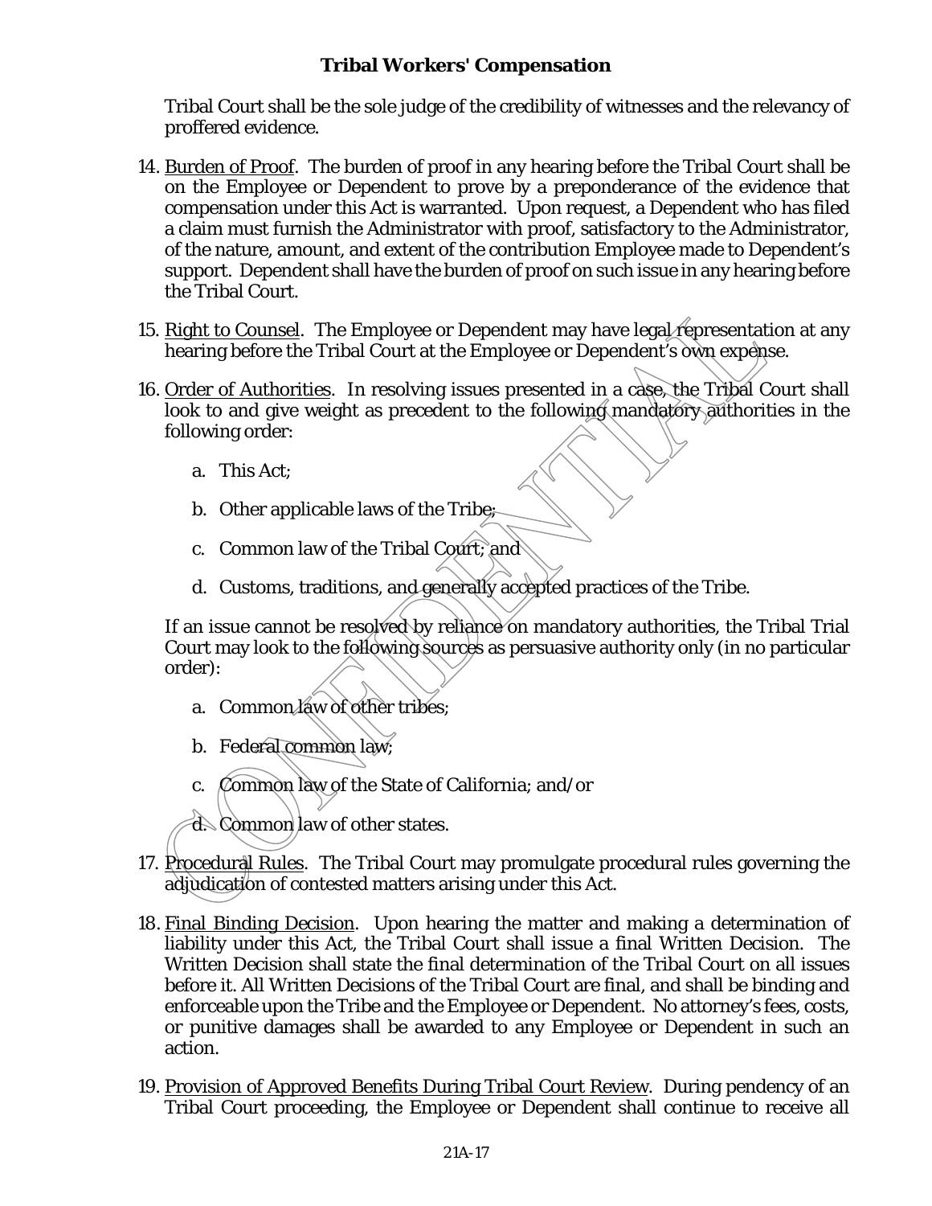Tribal Court shall be the sole judge of the credibility of witnesses and the relevancy of proffered evidence.

14. Burden of Proof. The burden of proof in any hearing before the Tribal Court shall be on the Employee or Dependent to prove by a preponderance of the evidence that compensation under this Act is warranted. Upon request, a Dependent who has filed a claim must furnish the Administrator with proof, satisfactory to the Administrator, of the nature, amount, and extent of the contribution Employee made to Dependent's support. Dependent shall have the burden of proof on such issue in any hearing before the Tribal Court.

15. Right to Counsel. The Employee or Dependent may have legal representation at any hearing before the Tribal Court at the Employee or Dependent's own expense.

16. Order of Authorities. In resolving issues presented in a case, the Tribal Court shall look to and give weight as precedent to the following mandatory authorities in the following order:

    a. This Act;

    b. Other applicable laws of the Tribe;

    c. Common law of the Tribal Court; and

    d. Customs, traditions, and generally accepted practices of the Tribe.

    If an issue cannot be resolved by reliance on mandatory authorities, the Tribal Trial Court may look to the following sources as persuasive authority only (in no particular order):

    a. Common law of other tribes;

    b. Federal common law;

    c. Common law of the State of California; and/or

    d. Common law of other states.

17. Procedural Rules. The Tribal Court may promulgate procedural rules governing the adjudication of contested matters arising under this Act.

18. Final Binding Decision. Upon hearing the matter and making a determination of liability under this Act, the Tribal Court shall issue a final Written Decision. The Written Decision shall state the final determination of the Tribal Court on all issues before it. All Written Decisions of the Tribal Court are final, and shall be binding and enforceable upon the Tribe and the Employee or Dependent. No attorney's fees, costs, or punitive damages shall be awarded to any Employee or Dependent in such an action.

19. Provision of Approved Benefits During Tribal Court Review. During pendency of an Tribal Court proceeding, the Employee or Dependent shall continue to receive all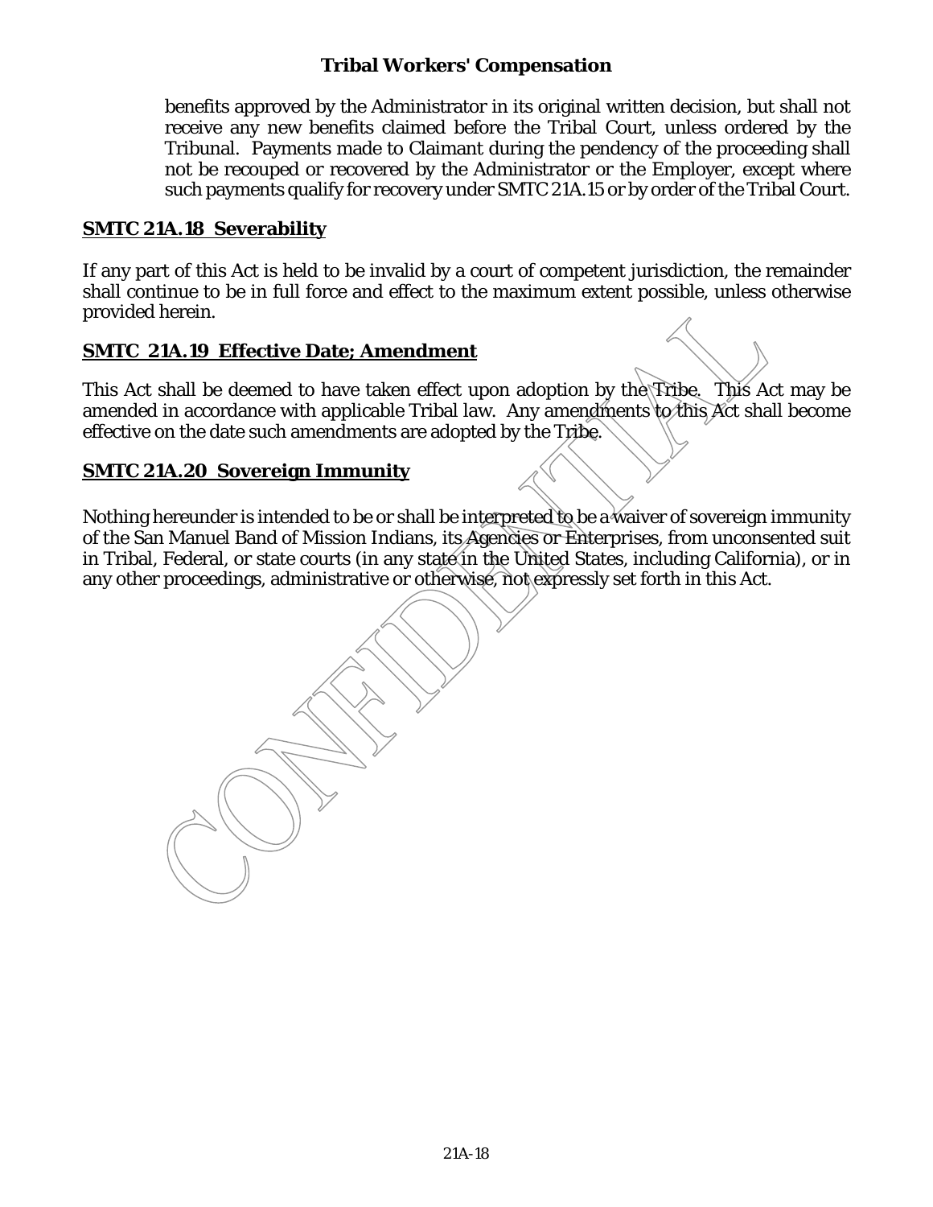benefits approved by the Administrator in its original written decision, but shall not receive any new benefits claimed before the Tribal Court, unless ordered by the Tribunal. Payments made to Claimant during the pendency of the proceeding shall not be recouped or recovered by the Administrator or the Employer, except where such payments qualify for recovery under SMTC 21A.15 or by order of the Tribal Court.

## **SMTC 21A.18 Severability**

If any part of this Act is held to be invalid by a court of competent jurisdiction, the remainder shall continue to be in full force and effect to the maximum extent possible, unless otherwise provided herein.

## **SMTC 21A.19 Effective Date; Amendment**

This Act shall be deemed to have taken effect upon adoption by the Tribe. This Act may be amended in accordance with applicable Tribal law. Any amendments to this Act shall become effective on the date such amendments are adopted by the Tribe.

## **SMTC 21A.20 Sovereign Immunity**

Nothing hereunder is intended to be or shall be interpreted to be a waiver of sovereign immunity of the San Manuel Band of Mission Indians, its Agencies or Enterprises, from unconsented suit in Tribal, Federal, or state courts (in any state in the United States, including California), or in any other proceedings, administrative or otherwise, not expressly set forth in this Act.